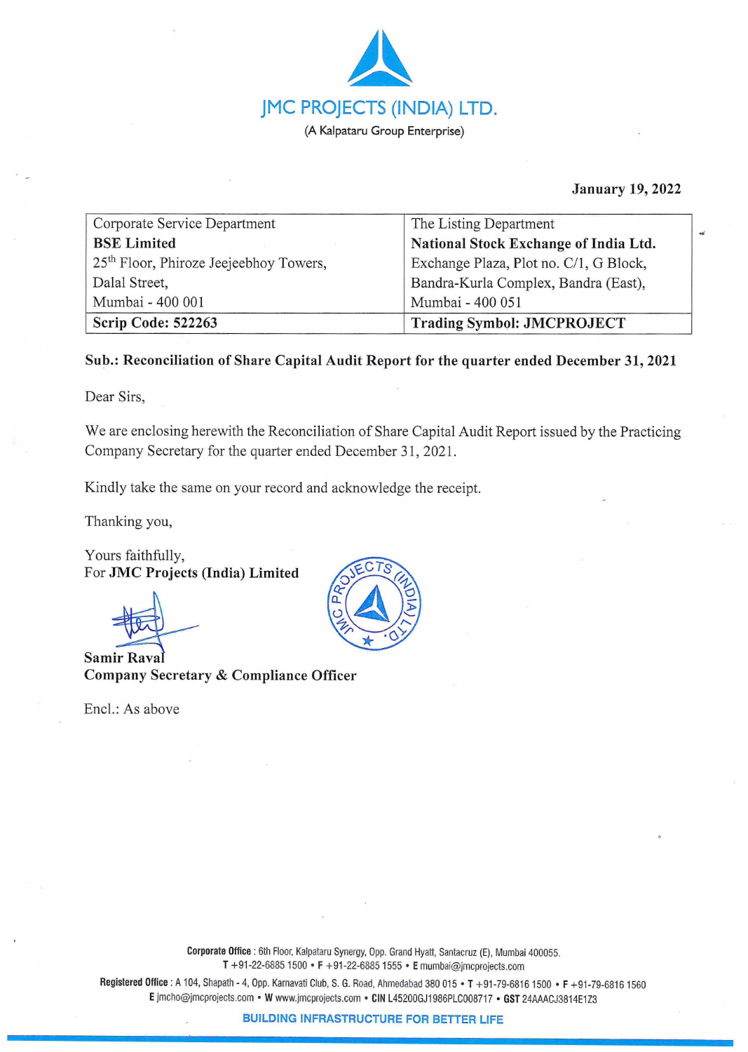# JMC PROJECTS (INDIA) LTD.

(A Kalpataru Group Enterprise)

**January 19, 2022**

| Corporate Service Department<br>**BSE Limited**<br>25th Floor, Phiroze Jeejeebhoy Towers,<br>Dalal Street,<br>Mumbai - 400 001 | The Listing Department<br>**National Stock Exchange of India Ltd.**<br>Exchange Plaza, Plot no. C/1, G Block,<br>Bandra-Kurla Complex, Bandra (East),<br>Mumbai - 400 051 |
|---|---|
| **Scrip Code: 522263** | **Trading Symbol: JMCPROJECT** |

**Sub.: Reconciliation of Share Capital Audit Report for the quarter ended December 31, 2021**

Dear Sirs,

We are enclosing herewith the Reconciliation of Share Capital Audit Report issued by the Practicing Company Secretary for the quarter ended December 31, 2021.

Kindly take the same on your record and acknowledge the receipt.

Thanking you,

Yours faithfully,
For **JMC Projects (India) Limited**

**Samir Raval**
**Company Secretary & Compliance Officer**

Encl.: As above

**Corporate Office** : 6th Floor, Kalpataru Synergy, Opp. Grand Hyatt, Santacruz (E), Mumbai 400055.
T +91-22-6885 1500 • F +91-22-6885 1555 • E mumbai@jmcprojects.com

**Registered Office** : A 104, Shapath - 4, Opp. Karnavati Club, S. G. Road, Ahmedabad 380 015 • T +91-79-6816 1500 • F +91-79-6816 1560
E jmcho@jmcprojects.com • W www.jmcprojects.com • CIN L45200GJ1986PLC008717 • GST 24AAACJ3814E1Z3

**BUILDING INFRASTRUCTURE FOR BETTER LIFE**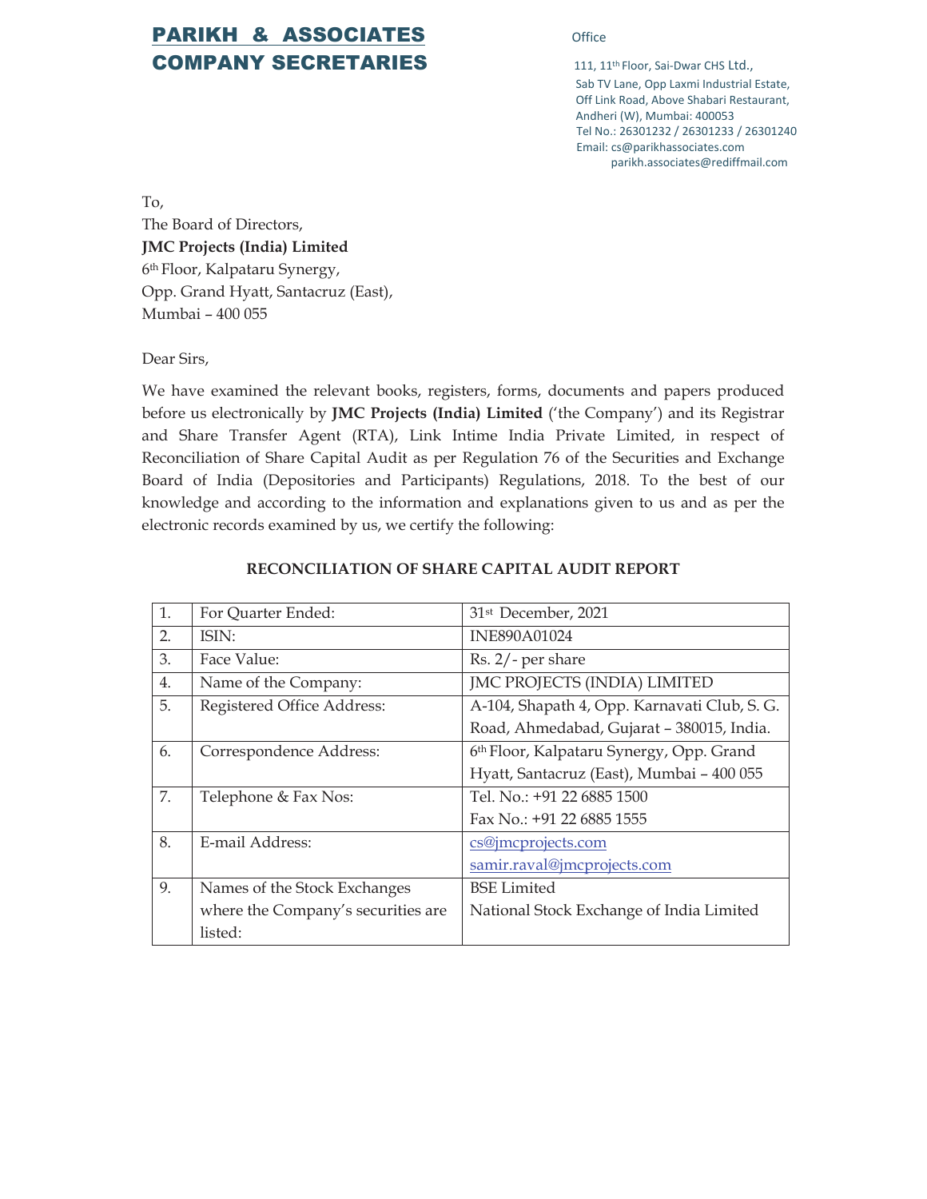**PARIKH & ASSOCIATES**
**COMPANY SECRETARIES**

Office

111, 11th Floor, Sai-Dwar CHS Ltd.,
Sab TV Lane, Opp Laxmi Industrial Estate,
Off Link Road, Above Shabari Restaurant,
Andheri (W), Mumbai: 400053
Tel No.: 26301232 / 26301233 / 26301240
Email: cs@parikhassociates.com
parikh.associates@rediffmail.com

To,
The Board of Directors,
**JMC Projects (India) Limited**
6th Floor, Kalpataru Synergy,
Opp. Grand Hyatt, Santacruz (East),
Mumbai – 400 055

Dear Sirs,

We have examined the relevant books, registers, forms, documents and papers produced before us electronically by **JMC Projects (India) Limited** ('the Company') and its Registrar and Share Transfer Agent (RTA), Link Intime India Private Limited, in respect of Reconciliation of Share Capital Audit as per Regulation 76 of the Securities and Exchange Board of India (Depositories and Participants) Regulations, 2018. To the best of our knowledge and according to the information and explanations given to us and as per the electronic records examined by us, we certify the following:

**RECONCILIATION OF SHARE CAPITAL AUDIT REPORT**

| | | |
|---|---|---|
| 1. | For Quarter Ended: | 31st December, 2021 |
| 2. | ISIN: | INE890A01024 |
| 3. | Face Value: | Rs. 2/- per share |
| 4. | Name of the Company: | JMC PROJECTS (INDIA) LIMITED |
| 5. | Registered Office Address: | A-104, Shapath 4, Opp. Karnavati Club, S. G. Road, Ahmedabad, Gujarat – 380015, India. |
| 6. | Correspondence Address: | 6th Floor, Kalpataru Synergy, Opp. Grand Hyatt, Santacruz (East), Mumbai – 400 055 |
| 7. | Telephone & Fax Nos: | Tel. No.: +91 22 6885 1500<br>Fax No.: +91 22 6885 1555 |
| 8. | E-mail Address: | cs@jmcprojects.com<br>samir.raval@jmcprojects.com |
| 9. | Names of the Stock Exchanges where the Company's securities are listed: | BSE Limited<br>National Stock Exchange of India Limited |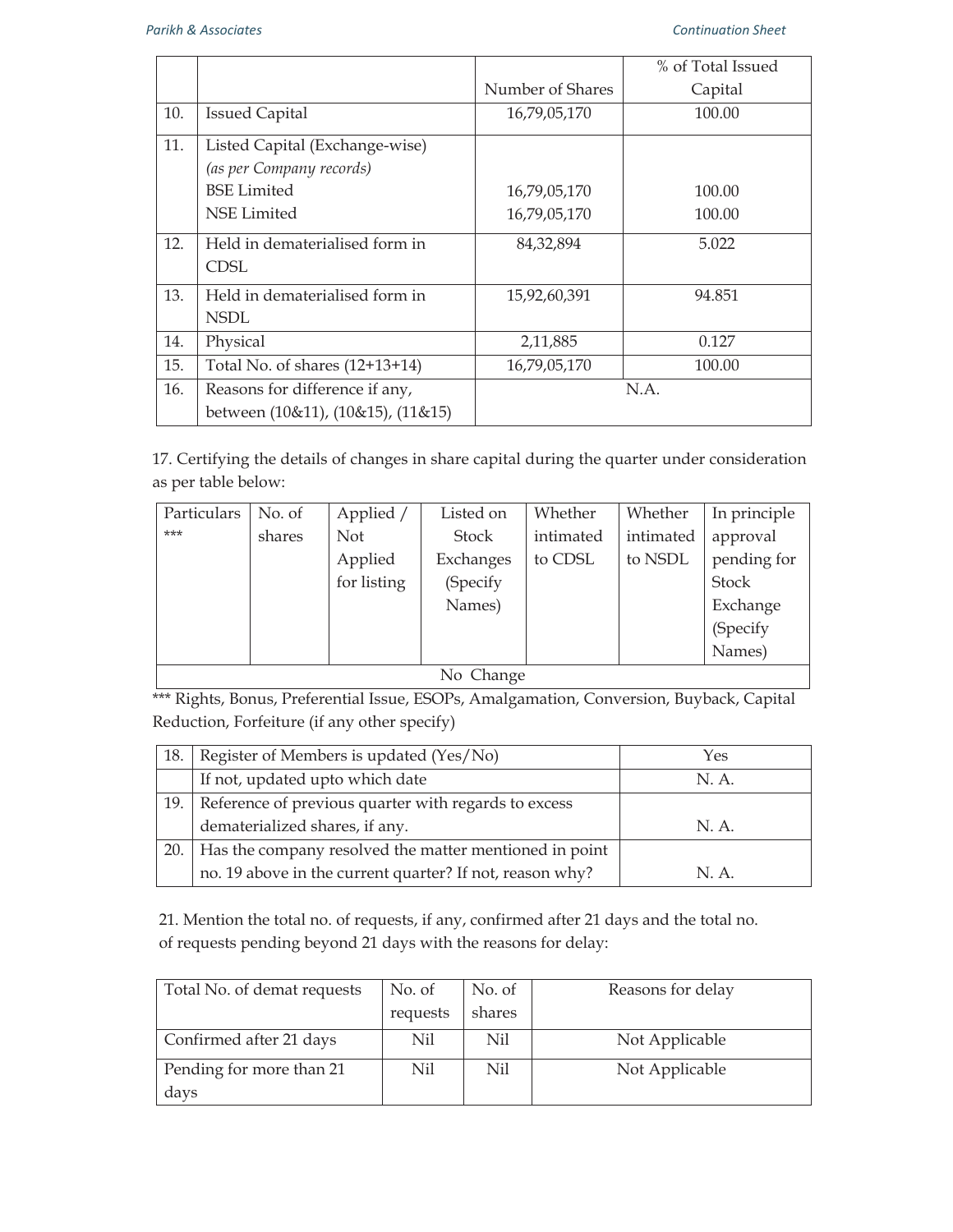| | | Number of Shares | % of Total Issued Capital |
|---|---|---|---|
| 10. | Issued Capital | 16,79,05,170 | 100.00 |
| 11. | Listed Capital (Exchange-wise) *(as per Company records)* | | |
| | BSE Limited | 16,79,05,170 | 100.00 |
| | NSE Limited | 16,79,05,170 | 100.00 |
| 12. | Held in dematerialised form in CDSL | 84,32,894 | 5.022 |
| 13. | Held in dematerialised form in NSDL | 15,92,60,391 | 94.851 |
| 14. | Physical | 2,11,885 | 0.127 |
| 15. | Total No. of shares (12+13+14) | 16,79,05,170 | 100.00 |
| 16. | Reasons for difference if any, between (10&11), (10&15), (11&15) | N.A. | |

17. Certifying the details of changes in share capital during the quarter under consideration as per table below:

| Particulars *** | No. of shares | Applied / Not Applied for listing | Listed on Stock Exchanges (Specify Names) | Whether intimated to CDSL | Whether intimated to NSDL | In principle approval pending for Stock Exchange (Specify Names) |
|---|---|---|---|---|---|---|
| No Change | | | | | | |

*** Rights, Bonus, Preferential Issue, ESOPs, Amalgamation, Conversion, Buyback, Capital Reduction, Forfeiture (if any other specify)

| | | |
|---|---|---|
| 18. | Register of Members is updated (Yes/No) | Yes |
| | If not, updated upto which date | N. A. |
| 19. | Reference of previous quarter with regards to excess dematerialized shares, if any. | N. A. |
| 20. | Has the company resolved the matter mentioned in point no. 19 above in the current quarter? If not, reason why? | N. A. |

21. Mention the total no. of requests, if any, confirmed after 21 days and the total no. of requests pending beyond 21 days with the reasons for delay:

| Total No. of demat requests | No. of requests | No. of shares | Reasons for delay |
|---|---|---|---|
| Confirmed after 21 days | Nil | Nil | Not Applicable |
| Pending for more than 21 days | Nil | Nil | Not Applicable |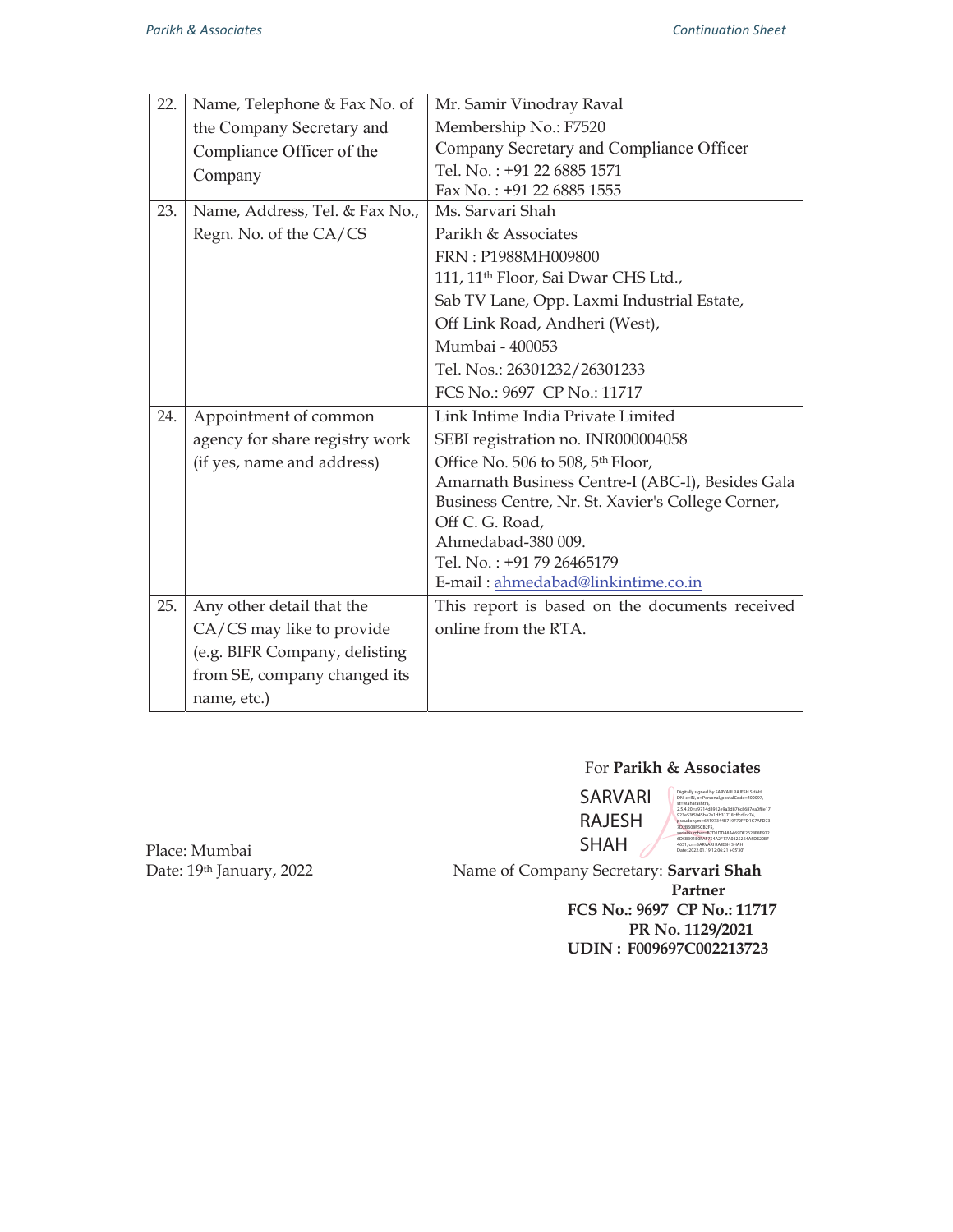| | | |
|---|---|---|
| 22. | Name, Telephone & Fax No. of the Company Secretary and Compliance Officer of the Company | Mr. Samir Vinodray Raval<br>Membership No.: F7520<br>Company Secretary and Compliance Officer<br>Tel. No. : +91 22 6885 1571<br>Fax No. : +91 22 6885 1555 |
| 23. | Name, Address, Tel. & Fax No., Regn. No. of the CA/CS | Ms. Sarvari Shah<br>Parikh & Associates<br>FRN : P1988MH009800<br>111, 11th Floor, Sai Dwar CHS Ltd.,<br>Sab TV Lane, Opp. Laxmi Industrial Estate,<br>Off Link Road, Andheri (West),<br>Mumbai - 400053<br>Tel. Nos.: 26301232/26301233<br>FCS No.: 9697 CP No.: 11717 |
| 24. | Appointment of common agency for share registry work (if yes, name and address) | Link Intime India Private Limited<br>SEBI registration no. INR000004058<br>Office No. 506 to 508, 5th Floor,<br>Amarnath Business Centre-I (ABC-I), Besides Gala Business Centre, Nr. St. Xavier's College Corner, Off C. G. Road,<br>Ahmedabad-380 009.<br>Tel. No. : +91 79 26465179<br>E-mail : ahmedabad@linkintime.co.in |
| 25. | Any other detail that the CA/CS may like to provide (e.g. BIFR Company, delisting from SE, company changed its name, etc.) | This report is based on the documents received online from the RTA. |

For **Parikh & Associates**

SARVARI RAJESH SHAH

Digitally signed by SARVARI RAJESH SHAH
Date: 2022.01.19 12:06:21 +05'30'

Place: Mumbai
Date: 19th January, 2022

Name of Company Secretary: **Sarvari Shah**
**Partner**
**FCS No.: 9697 CP No.: 11717**
**PR No. 1129/2021**
**UDIN : F009697C002213723**